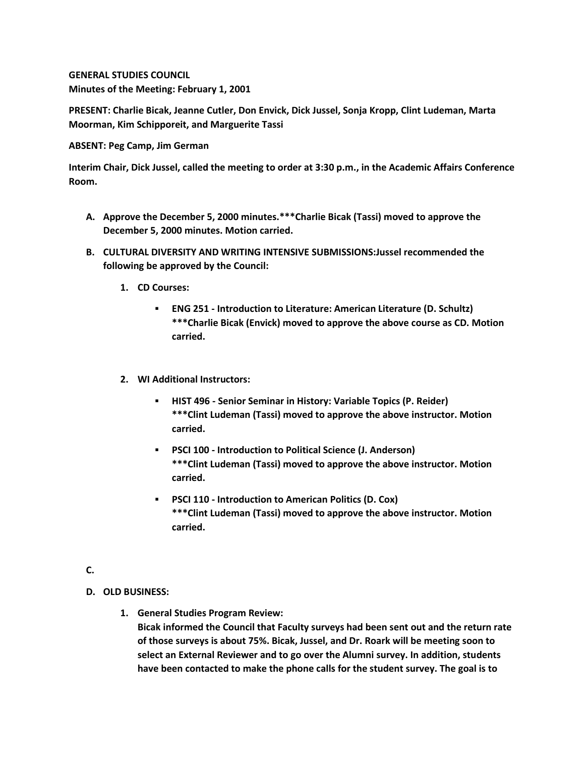**GENERAL STUDIES COUNCIL**
**Minutes of the Meeting: February 1, 2001**

**PRESENT: Charlie Bicak, Jeanne Cutler, Don Envick, Dick Jussel, Sonja Kropp, Clint Ludeman, Marta Moorman, Kim Schipporeit, and Marguerite Tassi**

**ABSENT: Peg Camp, Jim German**

**Interim Chair, Dick Jussel, called the meeting to order at 3:30 p.m., in the Academic Affairs Conference Room.**

A. **Approve the December 5, 2000 minutes.***Charlie Bicak (Tassi) moved to approve the December 5, 2000 minutes. Motion carried.**

B. **CULTURAL DIVERSITY AND WRITING INTENSIVE SUBMISSIONS:Jussel recommended the following be approved by the Council:**

   1. **CD Courses:**

      - **ENG 251 - Introduction to Literature: American Literature (D. Schultz)**
        *****Charlie Bicak (Envick) moved to approve the above course as CD. Motion carried.**

   2. **WI Additional Instructors:**

      - **HIST 496 - Senior Seminar in History: Variable Topics (P. Reider)**
        *****Clint Ludeman (Tassi) moved to approve the above instructor. Motion carried.**
      - **PSCI 100 - Introduction to Political Science (J. Anderson)**
        *****Clint Ludeman (Tassi) moved to approve the above instructor. Motion carried.**
      - **PSCI 110 - Introduction to American Politics (D. Cox)**
        *****Clint Ludeman (Tassi) moved to approve the above instructor. Motion carried.**

C.

D. **OLD BUSINESS:**

   1. **General Studies Program Review:**
      **Bicak informed the Council that Faculty surveys had been sent out and the return rate of those surveys is about 75%. Bicak, Jussel, and Dr. Roark will be meeting soon to select an External Reviewer and to go over the Alumni survey. In addition, students have been contacted to make the phone calls for the student survey. The goal is to**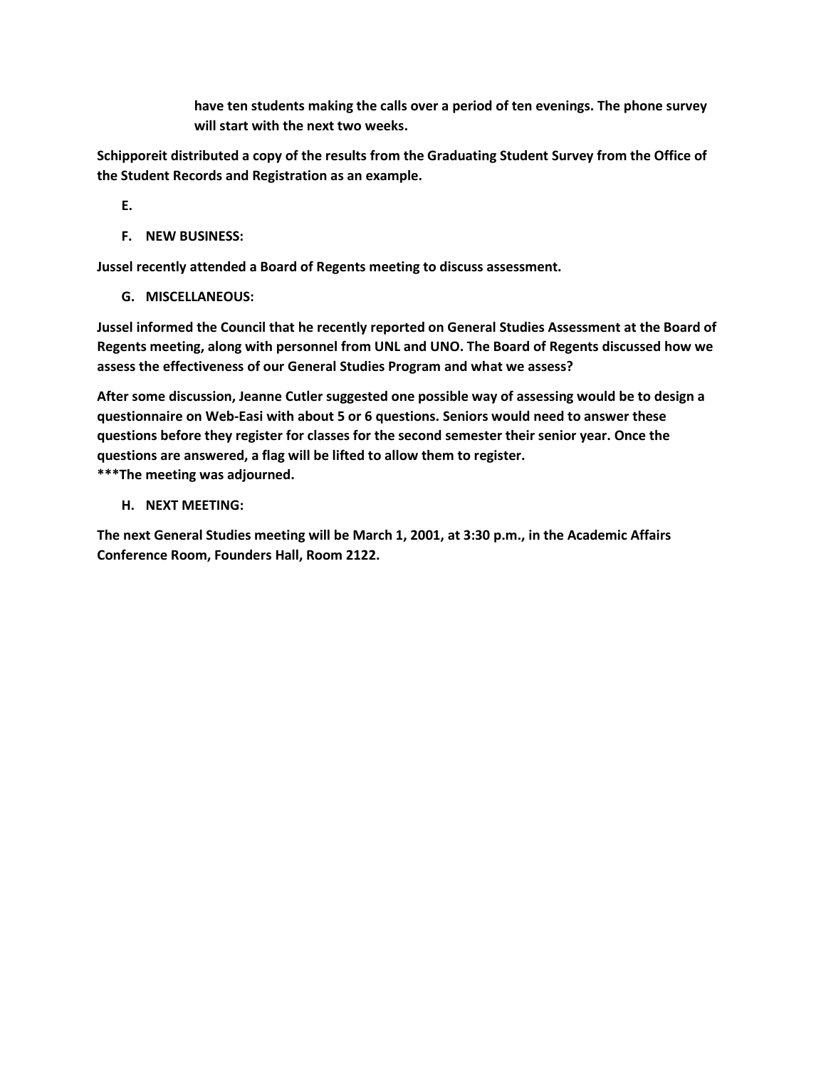**have ten students making the calls over a period of ten evenings. The phone survey will start with the next two weeks.**

**Schipporeit distributed a copy of the results from the Graduating Student Survey from the Office of the Student Records and Registration as an example.**

**E.**

**F. NEW BUSINESS:**

**Jussel recently attended a Board of Regents meeting to discuss assessment.**

**G. MISCELLANEOUS:**

**Jussel informed the Council that he recently reported on General Studies Assessment at the Board of Regents meeting, along with personnel from UNL and UNO. The Board of Regents discussed how we assess the effectiveness of our General Studies Program and what we assess?**

**After some discussion, Jeanne Cutler suggested one possible way of assessing would be to design a questionnaire on Web-Easi with about 5 or 6 questions. Seniors would need to answer these questions before they register for classes for the second semester their senior year. Once the questions are answered, a flag will be lifted to allow them to register.**
**\*\*\*The meeting was adjourned.**

**H. NEXT MEETING:**

**The next General Studies meeting will be March 1, 2001, at 3:30 p.m., in the Academic Affairs Conference Room, Founders Hall, Room 2122.**